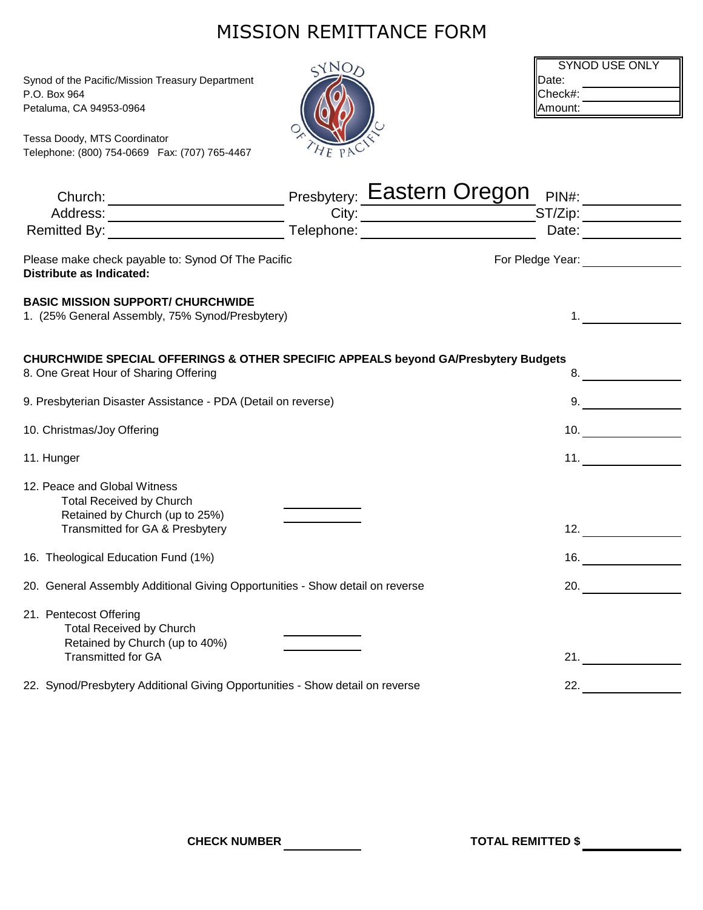# MISSION REMITTANCE FORM

Synod of the Pacific/Mission Treasury Department
P.O. Box 964
Petaluma, CA 94953-0964

Tessa Doody, MTS Coordinator
Telephone: (800) 754-0669 Fax: (707) 765-4467

| SYNOD USE ONLY |
|---|
| Date: |
| Check#: |
| Amount: |

Church: ____________ Presbytery: Eastern Oregon PIN#: ____________
Address: ____________ City: ____________ ST/Zip: ____________
Remitted By: ____________ Telephone: ____________ Date: ____________

Please make check payable to: Synod Of The Pacific

For Pledge Year: ____________

**Distribute as Indicated:**

**BASIC MISSION SUPPORT/ CHURCHWIDE**

1. (25% General Assembly, 75% Synod/Presbytery) 1. ____________

**CHURCHWIDE SPECIAL OFFERINGS & OTHER SPECIFIC APPEALS beyond GA/Presbytery Budgets**

8. One Great Hour of Sharing Offering 8. ____________

9. Presbyterian Disaster Assistance - PDA (Detail on reverse) 9. ____________

10. Christmas/Joy Offering 10. ____________

11. Hunger 11. ____________

12. Peace and Global Witness
    - Total Received by Church ____________
    - Retained by Church (up to 25%) ____________
    - Transmitted for GA & Presbytery 12. ____________

16. Theological Education Fund (1%) 16. ____________

20. General Assembly Additional Giving Opportunities - Show detail on reverse 20. ____________

21. Pentecost Offering
    - Total Received by Church ____________
    - Retained by Church (up to 40%) ____________
    - Transmitted for GA 21. ____________

22. Synod/Presbytery Additional Giving Opportunities - Show detail on reverse 22. ____________

**CHECK NUMBER** ____________ **TOTAL REMITTED $** ____________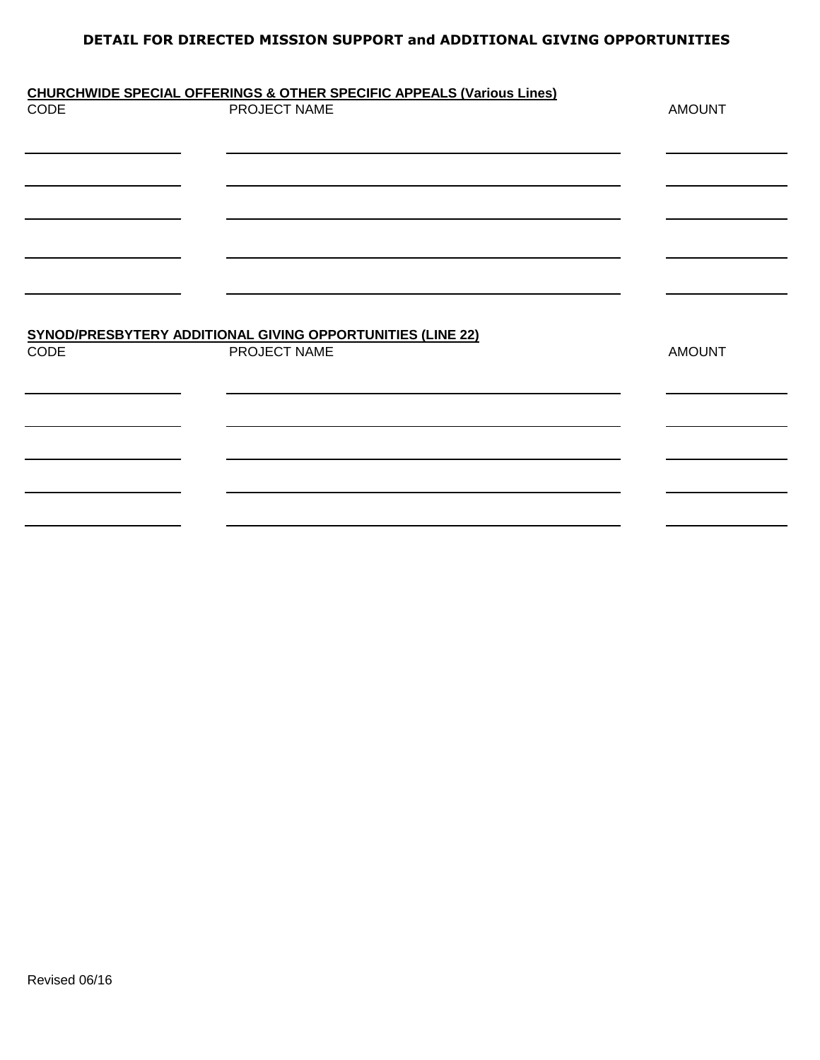# DETAIL FOR DIRECTED MISSION SUPPORT and ADDITIONAL GIVING OPPORTUNITIES

**CHURCHWIDE SPECIAL OFFERINGS & OTHER SPECIFIC APPEALS (Various Lines)**

| CODE | PROJECT NAME | AMOUNT |
| --- | --- | --- |
| | | |
| | | |
| | | |
| | | |
| | | |

**SYNOD/PRESBYTERY ADDITIONAL GIVING OPPORTUNITIES (LINE 22)**

| CODE | PROJECT NAME | AMOUNT |
| --- | --- | --- |
| | | |
| | | |
| | | |
| | | |
| | | |

Revised 06/16